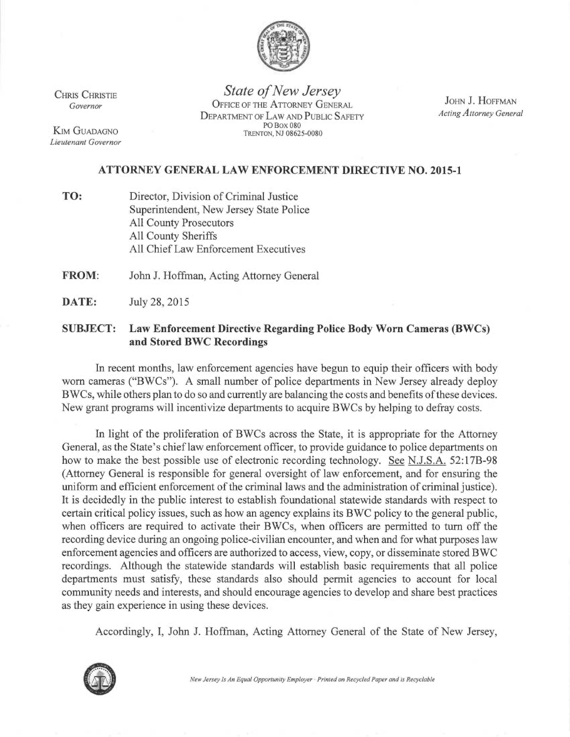CHRIS CHRISTIE
*Governor*

KIM GUADAGNO
*Lieutenant Governor*

*State of New Jersey*
OFFICE OF THE ATTORNEY GENERAL
DEPARTMENT OF LAW AND PUBLIC SAFETY
PO BOX 080
TRENTON, NJ 08625-0080

JOHN J. HOFFMAN
*Acting Attorney General*

## ATTORNEY GENERAL LAW ENFORCEMENT DIRECTIVE NO. 2015-1

**TO:** Director, Division of Criminal Justice
Superintendent, New Jersey State Police
All County Prosecutors
All County Sheriffs
All Chief Law Enforcement Executives

**FROM:** John J. Hoffman, Acting Attorney General

**DATE:** July 28, 2015

**SUBJECT: Law Enforcement Directive Regarding Police Body Worn Cameras (BWCs) and Stored BWC Recordings**

In recent months, law enforcement agencies have begun to equip their officers with body worn cameras ("BWCs"). A small number of police departments in New Jersey already deploy BWCs, while others plan to do so and currently are balancing the costs and benefits of these devices. New grant programs will incentivize departments to acquire BWCs by helping to defray costs.

In light of the proliferation of BWCs across the State, it is appropriate for the Attorney General, as the State's chief law enforcement officer, to provide guidance to police departments on how to make the best possible use of electronic recording technology. See N.J.S.A. 52:17B-98 (Attorney General is responsible for general oversight of law enforcement, and for ensuring the uniform and efficient enforcement of the criminal laws and the administration of criminal justice). It is decidedly in the public interest to establish foundational statewide standards with respect to certain critical policy issues, such as how an agency explains its BWC policy to the general public, when officers are required to activate their BWCs, when officers are permitted to turn off the recording device during an ongoing police-civilian encounter, and when and for what purposes law enforcement agencies and officers are authorized to access, view, copy, or disseminate stored BWC recordings. Although the statewide standards will establish basic requirements that all police departments must satisfy, these standards also should permit agencies to account for local community needs and interests, and should encourage agencies to develop and share best practices as they gain experience in using these devices.

Accordingly, I, John J. Hoffman, Acting Attorney General of the State of New Jersey,

*New Jersey Is An Equal Opportunity Employer · Printed on Recycled Paper and is Recyclable*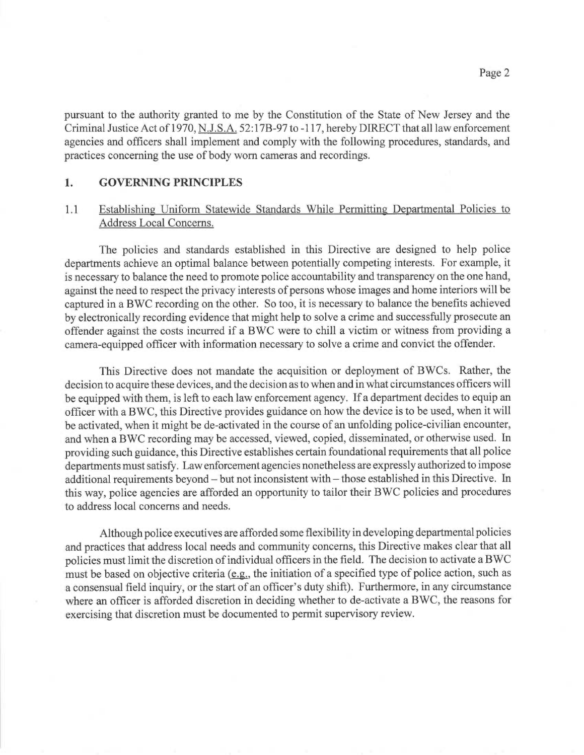pursuant to the authority granted to me by the Constitution of the State of New Jersey and the Criminal Justice Act of 1970, N.J.S.A. 52:17B-97 to -117, hereby DIRECT that all law enforcement agencies and officers shall implement and comply with the following procedures, standards, and practices concerning the use of body worn cameras and recordings.

## 1. GOVERNING PRINCIPLES

### 1.1 Establishing Uniform Statewide Standards While Permitting Departmental Policies to Address Local Concerns.

The policies and standards established in this Directive are designed to help police departments achieve an optimal balance between potentially competing interests. For example, it is necessary to balance the need to promote police accountability and transparency on the one hand, against the need to respect the privacy interests of persons whose images and home interiors will be captured in a BWC recording on the other. So too, it is necessary to balance the benefits achieved by electronically recording evidence that might help to solve a crime and successfully prosecute an offender against the costs incurred if a BWC were to chill a victim or witness from providing a camera-equipped officer with information necessary to solve a crime and convict the offender.

This Directive does not mandate the acquisition or deployment of BWCs. Rather, the decision to acquire these devices, and the decision as to when and in what circumstances officers will be equipped with them, is left to each law enforcement agency. If a department decides to equip an officer with a BWC, this Directive provides guidance on how the device is to be used, when it will be activated, when it might be de-activated in the course of an unfolding police-civilian encounter, and when a BWC recording may be accessed, viewed, copied, disseminated, or otherwise used. In providing such guidance, this Directive establishes certain foundational requirements that all police departments must satisfy. Law enforcement agencies nonetheless are expressly authorized to impose additional requirements beyond – but not inconsistent with – those established in this Directive. In this way, police agencies are afforded an opportunity to tailor their BWC policies and procedures to address local concerns and needs.

Although police executives are afforded some flexibility in developing departmental policies and practices that address local needs and community concerns, this Directive makes clear that all policies must limit the discretion of individual officers in the field. The decision to activate a BWC must be based on objective criteria (e.g., the initiation of a specified type of police action, such as a consensual field inquiry, or the start of an officer's duty shift). Furthermore, in any circumstance where an officer is afforded discretion in deciding whether to de-activate a BWC, the reasons for exercising that discretion must be documented to permit supervisory review.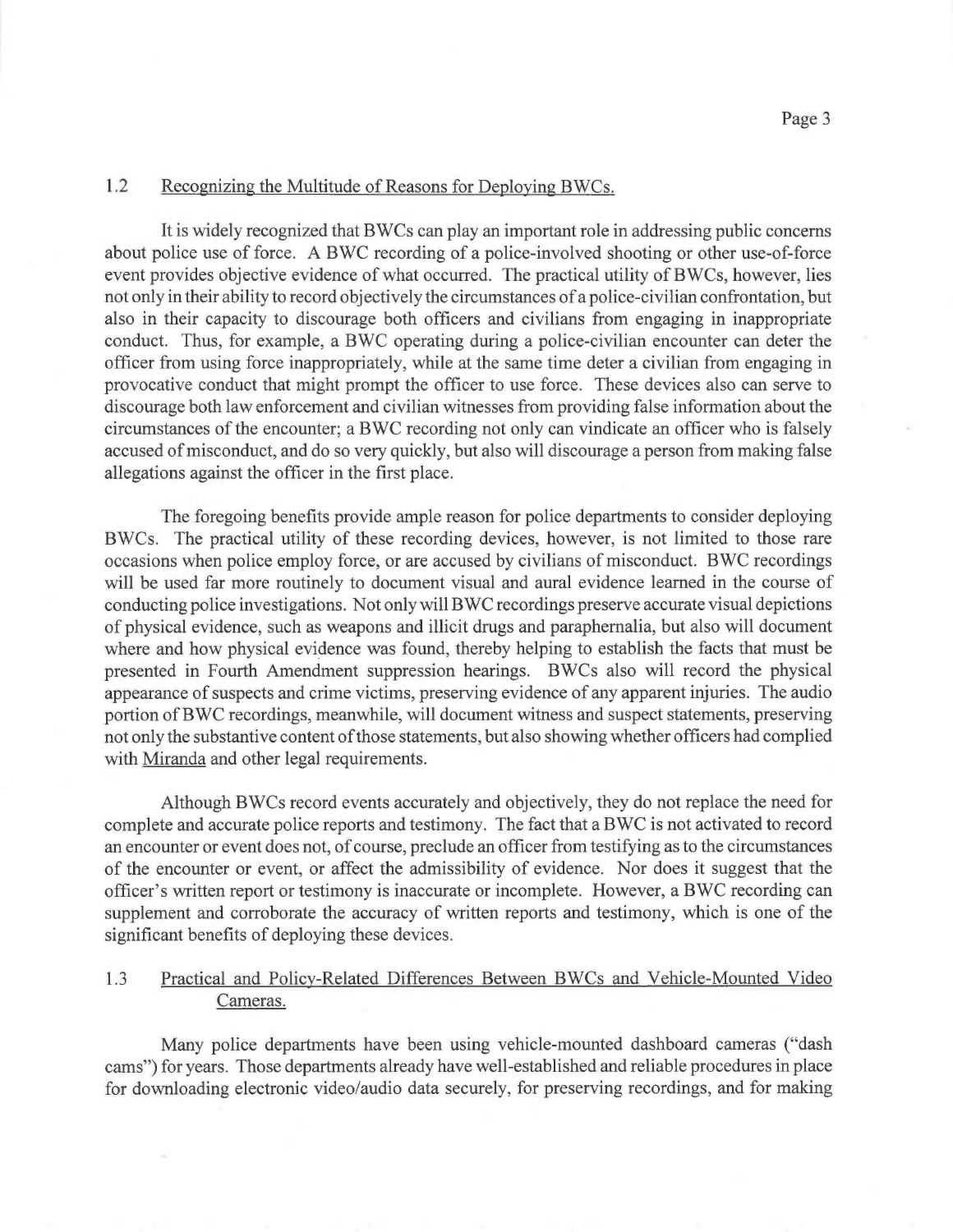### 1.2 Recognizing the Multitude of Reasons for Deploying BWCs.

It is widely recognized that BWCs can play an important role in addressing public concerns about police use of force. A BWC recording of a police-involved shooting or other use-of-force event provides objective evidence of what occurred. The practical utility of BWCs, however, lies not only in their ability to record objectively the circumstances of a police-civilian confrontation, but also in their capacity to discourage both officers and civilians from engaging in inappropriate conduct. Thus, for example, a BWC operating during a police-civilian encounter can deter the officer from using force inappropriately, while at the same time deter a civilian from engaging in provocative conduct that might prompt the officer to use force. These devices also can serve to discourage both law enforcement and civilian witnesses from providing false information about the circumstances of the encounter; a BWC recording not only can vindicate an officer who is falsely accused of misconduct, and do so very quickly, but also will discourage a person from making false allegations against the officer in the first place.

The foregoing benefits provide ample reason for police departments to consider deploying BWCs. The practical utility of these recording devices, however, is not limited to those rare occasions when police employ force, or are accused by civilians of misconduct. BWC recordings will be used far more routinely to document visual and aural evidence learned in the course of conducting police investigations. Not only will BWC recordings preserve accurate visual depictions of physical evidence, such as weapons and illicit drugs and paraphernalia, but also will document where and how physical evidence was found, thereby helping to establish the facts that must be presented in Fourth Amendment suppression hearings. BWCs also will record the physical appearance of suspects and crime victims, preserving evidence of any apparent injuries. The audio portion of BWC recordings, meanwhile, will document witness and suspect statements, preserving not only the substantive content of those statements, but also showing whether officers had complied with Miranda and other legal requirements.

Although BWCs record events accurately and objectively, they do not replace the need for complete and accurate police reports and testimony. The fact that a BWC is not activated to record an encounter or event does not, of course, preclude an officer from testifying as to the circumstances of the encounter or event, or affect the admissibility of evidence. Nor does it suggest that the officer's written report or testimony is inaccurate or incomplete. However, a BWC recording can supplement and corroborate the accuracy of written reports and testimony, which is one of the significant benefits of deploying these devices.

### 1.3 Practical and Policy-Related Differences Between BWCs and Vehicle-Mounted Video Cameras.

Many police departments have been using vehicle-mounted dashboard cameras ("dash cams") for years. Those departments already have well-established and reliable procedures in place for downloading electronic video/audio data securely, for preserving recordings, and for making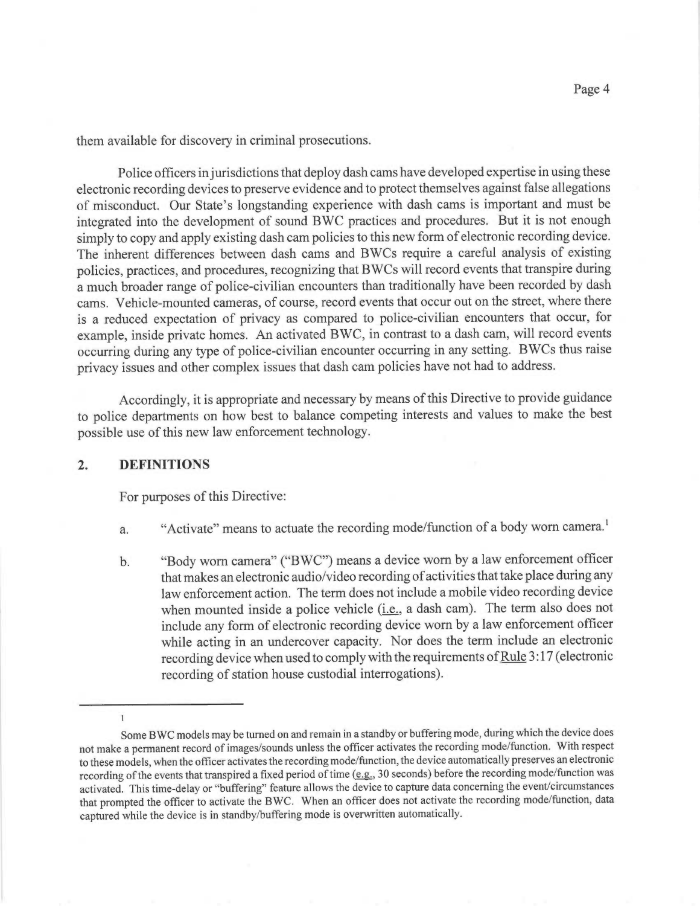them available for discovery in criminal prosecutions.

Police officers in jurisdictions that deploy dash cams have developed expertise in using these electronic recording devices to preserve evidence and to protect themselves against false allegations of misconduct. Our State's longstanding experience with dash cams is important and must be integrated into the development of sound BWC practices and procedures. But it is not enough simply to copy and apply existing dash cam policies to this new form of electronic recording device. The inherent differences between dash cams and BWCs require a careful analysis of existing policies, practices, and procedures, recognizing that BWCs will record events that transpire during a much broader range of police-civilian encounters than traditionally have been recorded by dash cams. Vehicle-mounted cameras, of course, record events that occur out on the street, where there is a reduced expectation of privacy as compared to police-civilian encounters that occur, for example, inside private homes. An activated BWC, in contrast to a dash cam, will record events occurring during any type of police-civilian encounter occurring in any setting. BWCs thus raise privacy issues and other complex issues that dash cam policies have not had to address.

Accordingly, it is appropriate and necessary by means of this Directive to provide guidance to police departments on how best to balance competing interests and values to make the best possible use of this new law enforcement technology.

## 2. DEFINITIONS

For purposes of this Directive:

a. "Activate" means to actuate the recording mode/function of a body worn camera.[1]

b. "Body worn camera" ("BWC") means a device worn by a law enforcement officer that makes an electronic audio/video recording of activities that take place during any law enforcement action. The term does not include a mobile video recording device when mounted inside a police vehicle (i.e., a dash cam). The term also does not include any form of electronic recording device worn by a law enforcement officer while acting in an undercover capacity. Nor does the term include an electronic recording device when used to comply with the requirements of Rule 3:17 (electronic recording of station house custodial interrogations).

---

[1] Some BWC models may be turned on and remain in a standby or buffering mode, during which the device does not make a permanent record of images/sounds unless the officer activates the recording mode/function. With respect to these models, when the officer activates the recording mode/function, the device automatically preserves an electronic recording of the events that transpired a fixed period of time (e.g., 30 seconds) before the recording mode/function was activated. This time-delay or "buffering" feature allows the device to capture data concerning the event/circumstances that prompted the officer to activate the BWC. When an officer does not activate the recording mode/function, data captured while the device is in standby/buffering mode is overwritten automatically.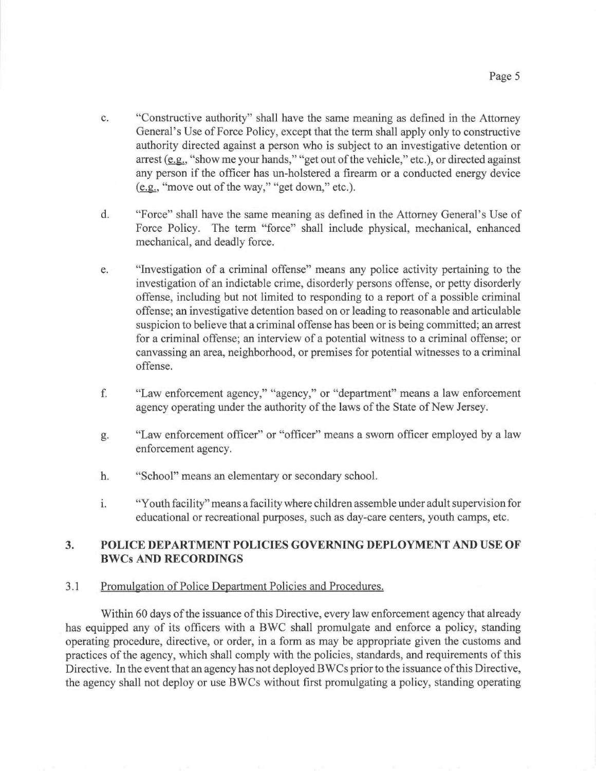c. "Constructive authority" shall have the same meaning as defined in the Attorney General's Use of Force Policy, except that the term shall apply only to constructive authority directed against a person who is subject to an investigative detention or arrest (e.g., "show me your hands," "get out of the vehicle," etc.), or directed against any person if the officer has un-holstered a firearm or a conducted energy device (e.g., "move out of the way," "get down," etc.).

d. "Force" shall have the same meaning as defined in the Attorney General's Use of Force Policy. The term "force" shall include physical, mechanical, enhanced mechanical, and deadly force.

e. "Investigation of a criminal offense" means any police activity pertaining to the investigation of an indictable crime, disorderly persons offense, or petty disorderly offense, including but not limited to responding to a report of a possible criminal offense; an investigative detention based on or leading to reasonable and articulable suspicion to believe that a criminal offense has been or is being committed; an arrest for a criminal offense; an interview of a potential witness to a criminal offense; or canvassing an area, neighborhood, or premises for potential witnesses to a criminal offense.

f. "Law enforcement agency," "agency," or "department" means a law enforcement agency operating under the authority of the laws of the State of New Jersey.

g. "Law enforcement officer" or "officer" means a sworn officer employed by a law enforcement agency.

h. "School" means an elementary or secondary school.

i. "Youth facility" means a facility where children assemble under adult supervision for educational or recreational purposes, such as day-care centers, youth camps, etc.

## 3. POLICE DEPARTMENT POLICIES GOVERNING DEPLOYMENT AND USE OF BWCs AND RECORDINGS

### 3.1 Promulgation of Police Department Policies and Procedures.

Within 60 days of the issuance of this Directive, every law enforcement agency that already has equipped any of its officers with a BWC shall promulgate and enforce a policy, standing operating procedure, directive, or order, in a form as may be appropriate given the customs and practices of the agency, which shall comply with the policies, standards, and requirements of this Directive. In the event that an agency has not deployed BWCs prior to the issuance of this Directive, the agency shall not deploy or use BWCs without first promulgating a policy, standing operating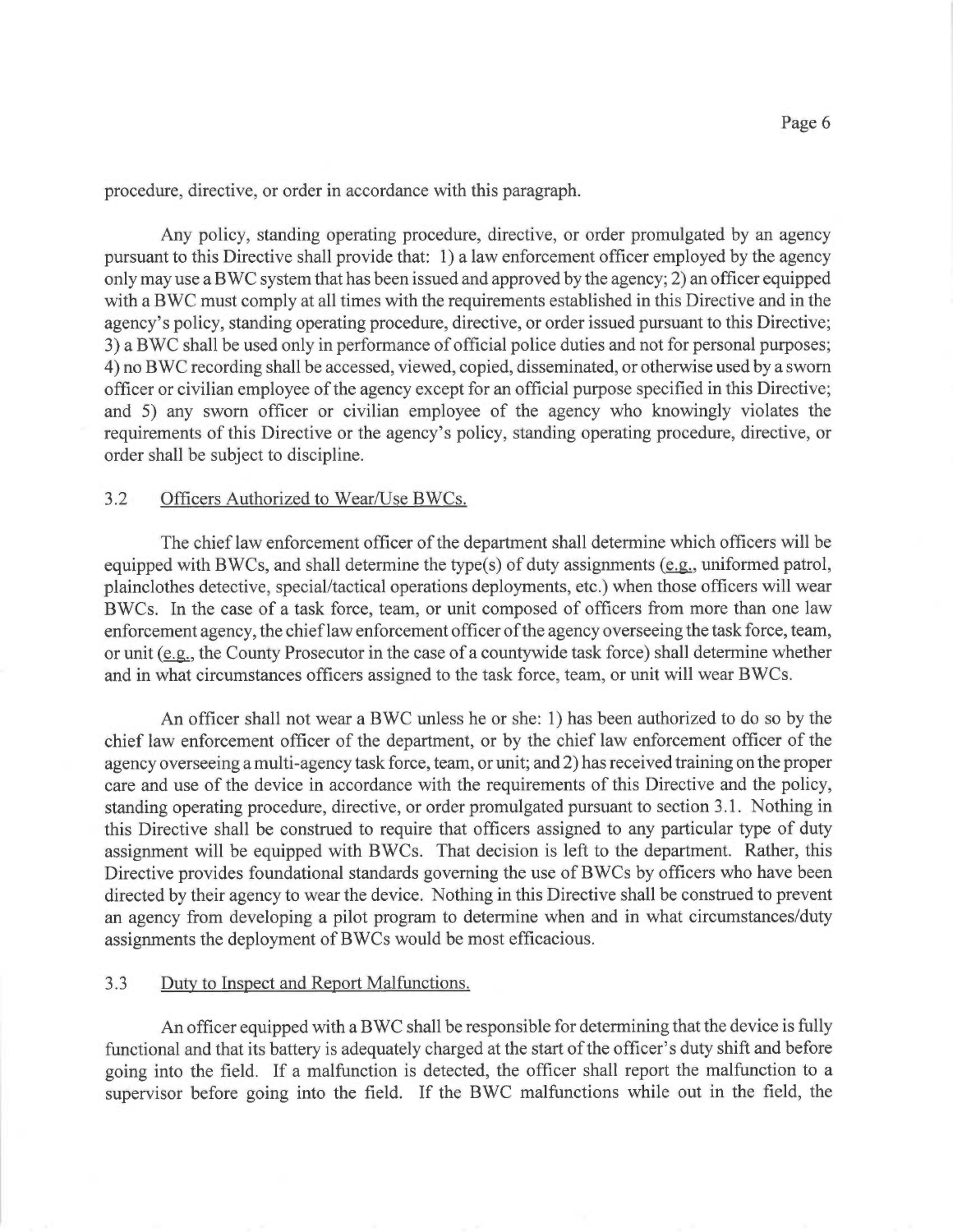procedure, directive, or order in accordance with this paragraph.

Any policy, standing operating procedure, directive, or order promulgated by an agency pursuant to this Directive shall provide that: 1) a law enforcement officer employed by the agency only may use a BWC system that has been issued and approved by the agency; 2) an officer equipped with a BWC must comply at all times with the requirements established in this Directive and in the agency's policy, standing operating procedure, directive, or order issued pursuant to this Directive; 3) a BWC shall be used only in performance of official police duties and not for personal purposes; 4) no BWC recording shall be accessed, viewed, copied, disseminated, or otherwise used by a sworn officer or civilian employee of the agency except for an official purpose specified in this Directive; and 5) any sworn officer or civilian employee of the agency who knowingly violates the requirements of this Directive or the agency's policy, standing operating procedure, directive, or order shall be subject to discipline.

### 3.2 Officers Authorized to Wear/Use BWCs.

The chief law enforcement officer of the department shall determine which officers will be equipped with BWCs, and shall determine the type(s) of duty assignments (e.g., uniformed patrol, plainclothes detective, special/tactical operations deployments, etc.) when those officers will wear BWCs. In the case of a task force, team, or unit composed of officers from more than one law enforcement agency, the chief law enforcement officer of the agency overseeing the task force, team, or unit (e.g., the County Prosecutor in the case of a countywide task force) shall determine whether and in what circumstances officers assigned to the task force, team, or unit will wear BWCs.

An officer shall not wear a BWC unless he or she: 1) has been authorized to do so by the chief law enforcement officer of the department, or by the chief law enforcement officer of the agency overseeing a multi-agency task force, team, or unit; and 2) has received training on the proper care and use of the device in accordance with the requirements of this Directive and the policy, standing operating procedure, directive, or order promulgated pursuant to section 3.1. Nothing in this Directive shall be construed to require that officers assigned to any particular type of duty assignment will be equipped with BWCs. That decision is left to the department. Rather, this Directive provides foundational standards governing the use of BWCs by officers who have been directed by their agency to wear the device. Nothing in this Directive shall be construed to prevent an agency from developing a pilot program to determine when and in what circumstances/duty assignments the deployment of BWCs would be most efficacious.

### 3.3 Duty to Inspect and Report Malfunctions.

An officer equipped with a BWC shall be responsible for determining that the device is fully functional and that its battery is adequately charged at the start of the officer's duty shift and before going into the field. If a malfunction is detected, the officer shall report the malfunction to a supervisor before going into the field. If the BWC malfunctions while out in the field, the